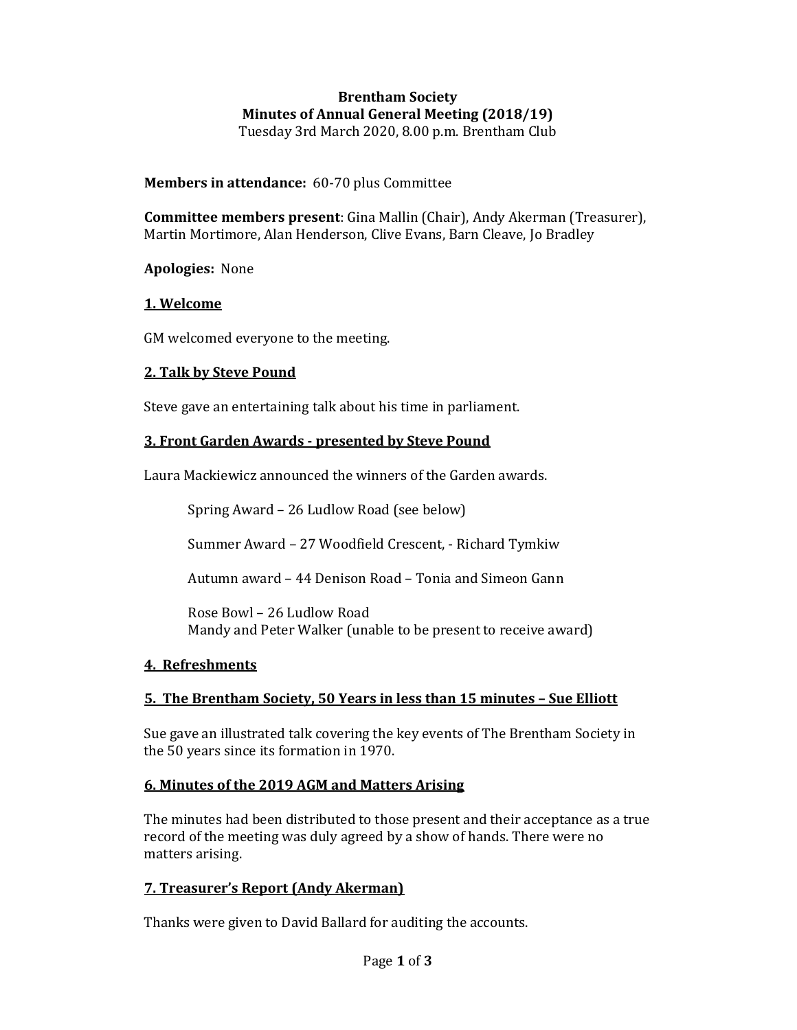**Brentham Society**
**Minutes of Annual General Meeting (2018/19)**
Tuesday 3rd March 2020, 8.00 p.m. Brentham Club

**Members in attendance:** 60-70 plus Committee

**Committee members present**: Gina Mallin (Chair), Andy Akerman (Treasurer), Martin Mortimore, Alan Henderson, Clive Evans, Barn Cleave, Jo Bradley

**Apologies:** None

## 1. Welcome

GM welcomed everyone to the meeting.

## 2. Talk by Steve Pound

Steve gave an entertaining talk about his time in parliament.

## 3. Front Garden Awards - presented by Steve Pound

Laura Mackiewicz announced the winners of the Garden awards.

Spring Award – 26 Ludlow Road (see below)

Summer Award – 27 Woodfield Crescent, - Richard Tymkiw

Autumn award – 44 Denison Road – Tonia and Simeon Gann

Rose Bowl – 26 Ludlow Road
Mandy and Peter Walker (unable to be present to receive award)

## 4. Refreshments

## 5. The Brentham Society, 50 Years in less than 15 minutes – Sue Elliott

Sue gave an illustrated talk covering the key events of The Brentham Society in the 50 years since its formation in 1970.

## 6. Minutes of the 2019 AGM and Matters Arising

The minutes had been distributed to those present and their acceptance as a true record of the meeting was duly agreed by a show of hands. There were no matters arising.

## 7. Treasurer's Report (Andy Akerman)

Thanks were given to David Ballard for auditing the accounts.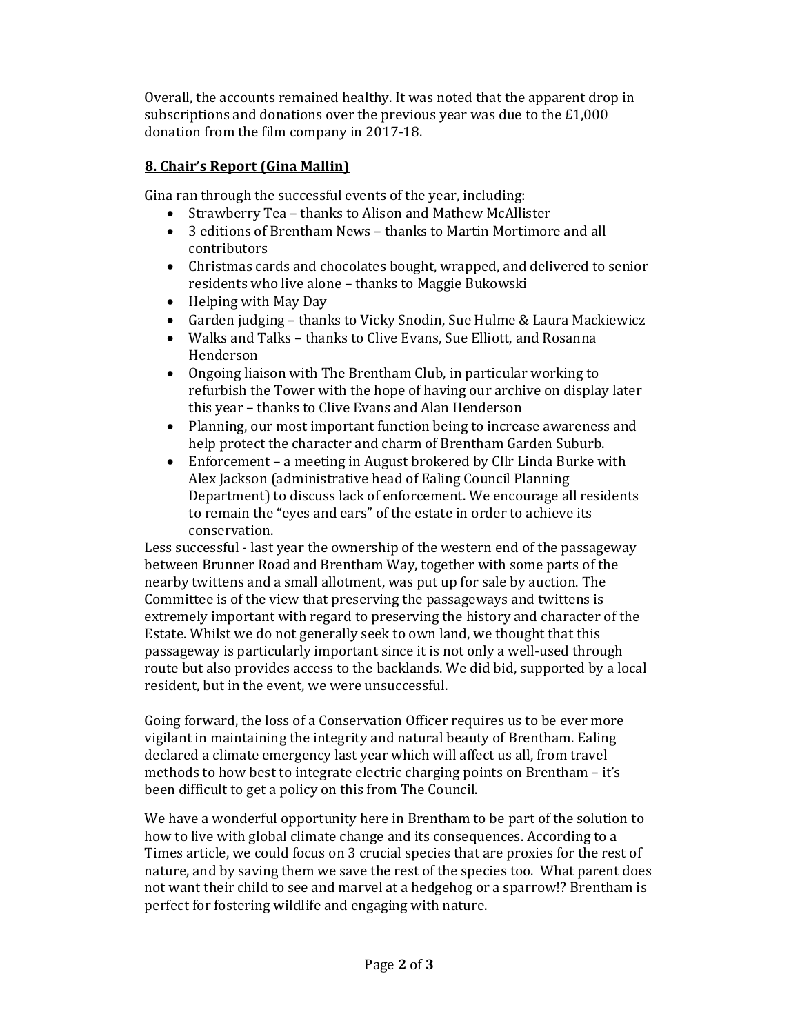Overall, the accounts remained healthy. It was noted that the apparent drop in subscriptions and donations over the previous year was due to the £1,000 donation from the film company in 2017-18.

## **8. Chair's Report (Gina Mallin)**

Gina ran through the successful events of the year, including:

- Strawberry Tea – thanks to Alison and Mathew McAllister
- 3 editions of Brentham News – thanks to Martin Mortimore and all contributors
- Christmas cards and chocolates bought, wrapped, and delivered to senior residents who live alone – thanks to Maggie Bukowski
- Helping with May Day
- Garden judging – thanks to Vicky Snodin, Sue Hulme & Laura Mackiewicz
- Walks and Talks – thanks to Clive Evans, Sue Elliott, and Rosanna Henderson
- Ongoing liaison with The Brentham Club, in particular working to refurbish the Tower with the hope of having our archive on display later this year – thanks to Clive Evans and Alan Henderson
- Planning, our most important function being to increase awareness and help protect the character and charm of Brentham Garden Suburb.
- Enforcement – a meeting in August brokered by Cllr Linda Burke with Alex Jackson (administrative head of Ealing Council Planning Department) to discuss lack of enforcement. We encourage all residents to remain the "eyes and ears" of the estate in order to achieve its conservation.

Less successful - last year the ownership of the western end of the passageway between Brunner Road and Brentham Way, together with some parts of the nearby twittens and a small allotment, was put up for sale by auction. The Committee is of the view that preserving the passageways and twittens is extremely important with regard to preserving the history and character of the Estate. Whilst we do not generally seek to own land, we thought that this passageway is particularly important since it is not only a well-used through route but also provides access to the backlands. We did bid, supported by a local resident, but in the event, we were unsuccessful.

Going forward, the loss of a Conservation Officer requires us to be ever more vigilant in maintaining the integrity and natural beauty of Brentham. Ealing declared a climate emergency last year which will affect us all, from travel methods to how best to integrate electric charging points on Brentham – it's been difficult to get a policy on this from The Council.

We have a wonderful opportunity here in Brentham to be part of the solution to how to live with global climate change and its consequences. According to a Times article, we could focus on 3 crucial species that are proxies for the rest of nature, and by saving them we save the rest of the species too. What parent does not want their child to see and marvel at a hedgehog or a sparrow!? Brentham is perfect for fostering wildlife and engaging with nature.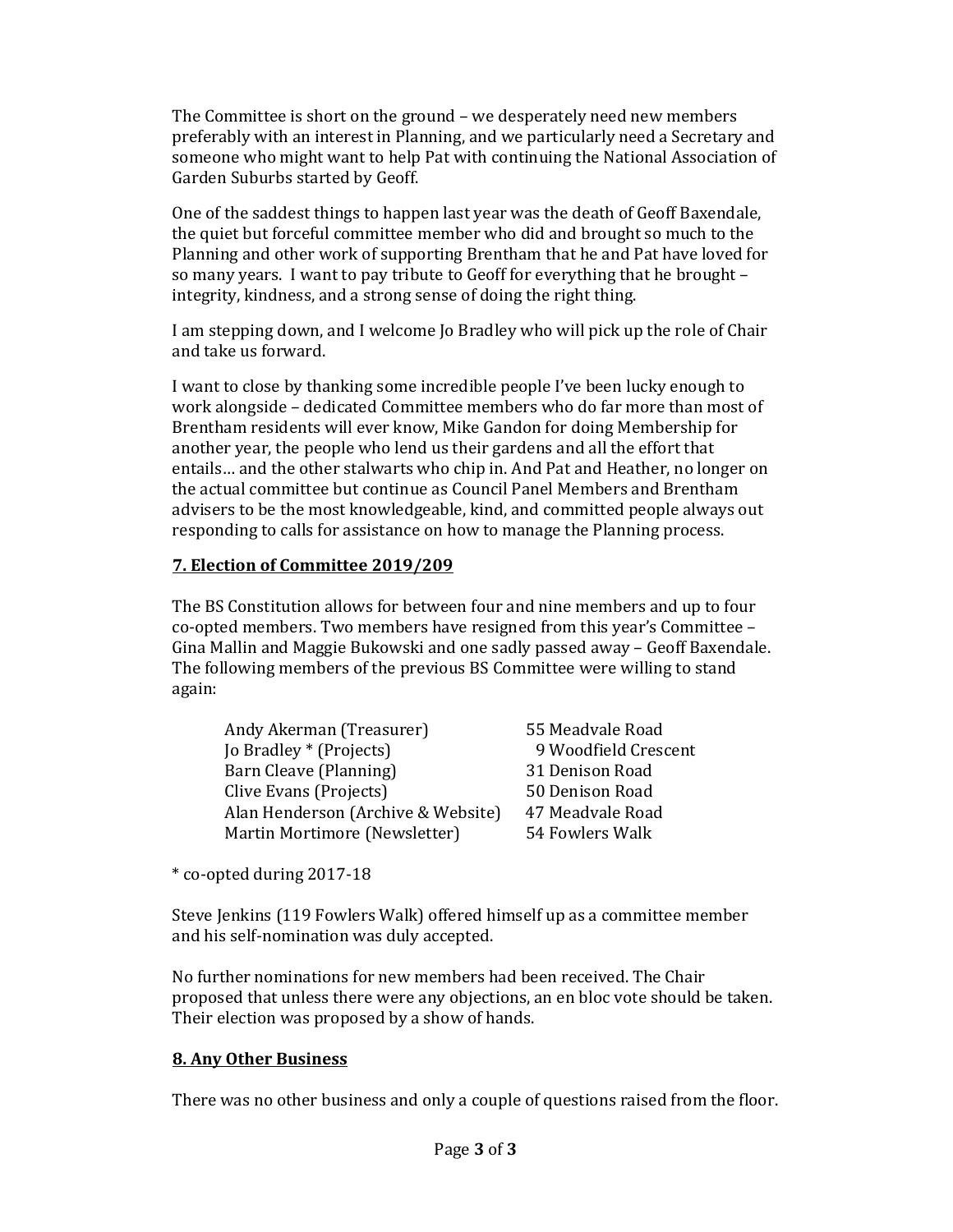The Committee is short on the ground – we desperately need new members preferably with an interest in Planning, and we particularly need a Secretary and someone who might want to help Pat with continuing the National Association of Garden Suburbs started by Geoff.

One of the saddest things to happen last year was the death of Geoff Baxendale, the quiet but forceful committee member who did and brought so much to the Planning and other work of supporting Brentham that he and Pat have loved for so many years. I want to pay tribute to Geoff for everything that he brought – integrity, kindness, and a strong sense of doing the right thing.

I am stepping down, and I welcome Jo Bradley who will pick up the role of Chair and take us forward.

I want to close by thanking some incredible people I've been lucky enough to work alongside – dedicated Committee members who do far more than most of Brentham residents will ever know, Mike Gandon for doing Membership for another year, the people who lend us their gardens and all the effort that entails… and the other stalwarts who chip in. And Pat and Heather, no longer on the actual committee but continue as Council Panel Members and Brentham advisers to be the most knowledgeable, kind, and committed people always out responding to calls for assistance on how to manage the Planning process.

## 7. Election of Committee 2019/209

The BS Constitution allows for between four and nine members and up to four co-opted members. Two members have resigned from this year's Committee – Gina Mallin and Maggie Bukowski and one sadly passed away – Geoff Baxendale. The following members of the previous BS Committee were willing to stand again:

| | |
|---|---|
| Andy Akerman (Treasurer) | 55 Meadvale Road |
| Jo Bradley * (Projects) | 9 Woodfield Crescent |
| Barn Cleave (Planning) | 31 Denison Road |
| Clive Evans (Projects) | 50 Denison Road |
| Alan Henderson (Archive & Website) | 47 Meadvale Road |
| Martin Mortimore (Newsletter) | 54 Fowlers Walk |

* co-opted during 2017-18

Steve Jenkins (119 Fowlers Walk) offered himself up as a committee member and his self-nomination was duly accepted.

No further nominations for new members had been received. The Chair proposed that unless there were any objections, an en bloc vote should be taken. Their election was proposed by a show of hands.

## 8. Any Other Business

There was no other business and only a couple of questions raised from the floor.